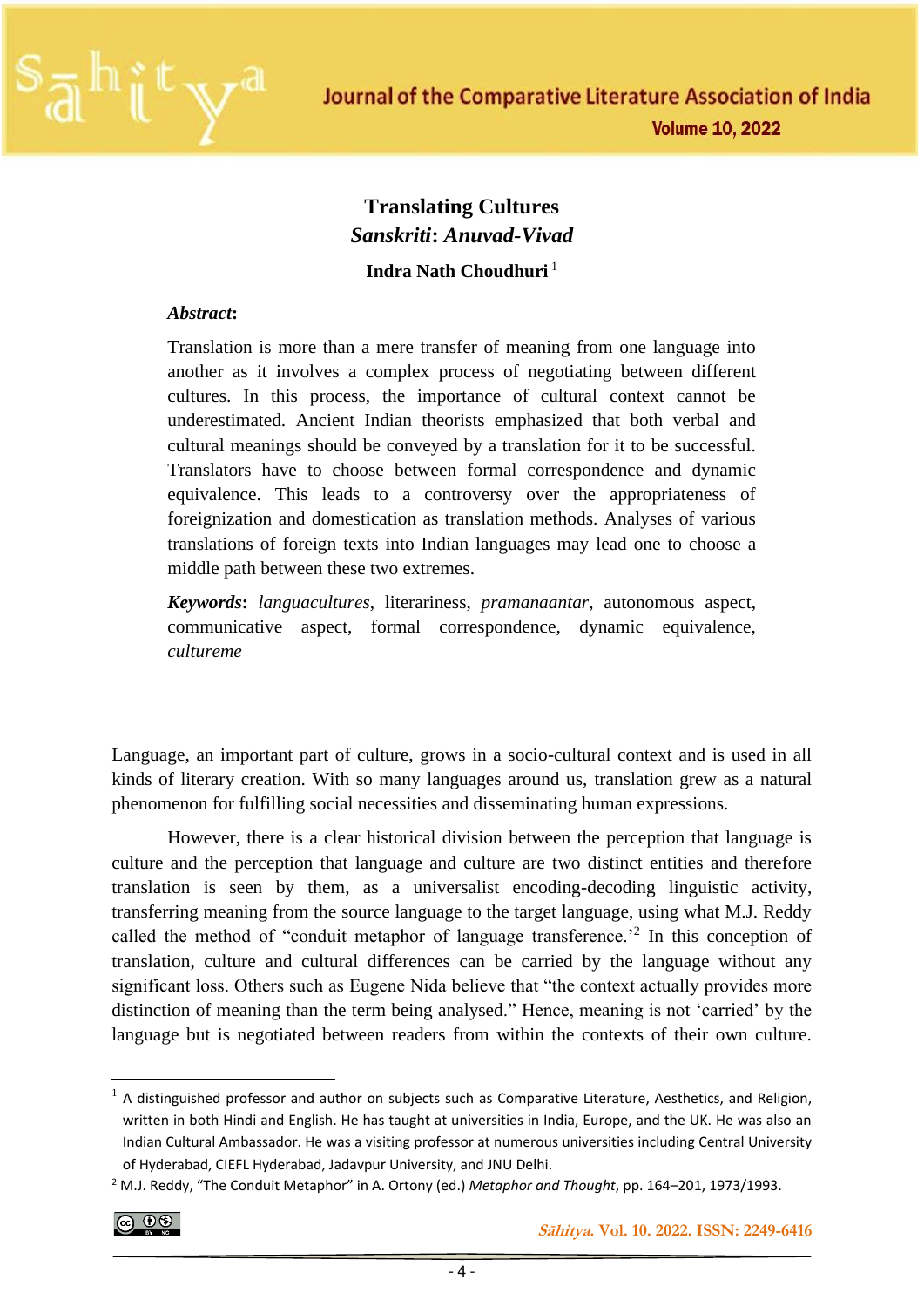# Translating Cultures

## *Sanskriti*: *Anuvad-Vivad*

**Indra Nath Choudhuri** [1]

***Abstract*:**

Translation is more than a mere transfer of meaning from one language into another as it involves a complex process of negotiating between different cultures. In this process, the importance of cultural context cannot be underestimated. Ancient Indian theorists emphasized that both verbal and cultural meanings should be conveyed by a translation for it to be successful. Translators have to choose between formal correspondence and dynamic equivalence. This leads to a controversy over the appropriateness of foreignization and domestication as translation methods. Analyses of various translations of foreign texts into Indian languages may lead one to choose a middle path between these two extremes.

***Keywords*:** *languacultures*, literariness, *pramanaantar*, autonomous aspect, communicative aspect, formal correspondence, dynamic equivalence, *cultureme*

Language, an important part of culture, grows in a socio-cultural context and is used in all kinds of literary creation. With so many languages around us, translation grew as a natural phenomenon for fulfilling social necessities and disseminating human expressions.

However, there is a clear historical division between the perception that language is culture and the perception that language and culture are two distinct entities and therefore translation is seen by them, as a universalist encoding-decoding linguistic activity, transferring meaning from the source language to the target language, using what M.J. Reddy called the method of "conduit metaphor of language transference.'[2] In this conception of translation, culture and cultural differences can be carried by the language without any significant loss. Others such as Eugene Nida believe that "the context actually provides more distinction of meaning than the term being analysed." Hence, meaning is not 'carried' by the language but is negotiated between readers from within the contexts of their own culture.

---

[1] A distinguished professor and author on subjects such as Comparative Literature, Aesthetics, and Religion, written in both Hindi and English. He has taught at universities in India, Europe, and the UK. He was also an Indian Cultural Ambassador. He was a visiting professor at numerous universities including Central University of Hyderabad, CIEFL Hyderabad, Jadavpur University, and JNU Delhi.

[2] M.J. Reddy, "The Conduit Metaphor" in A. Ortony (ed.) *Metaphor and Thought*, pp. 164–201, 1973/1993.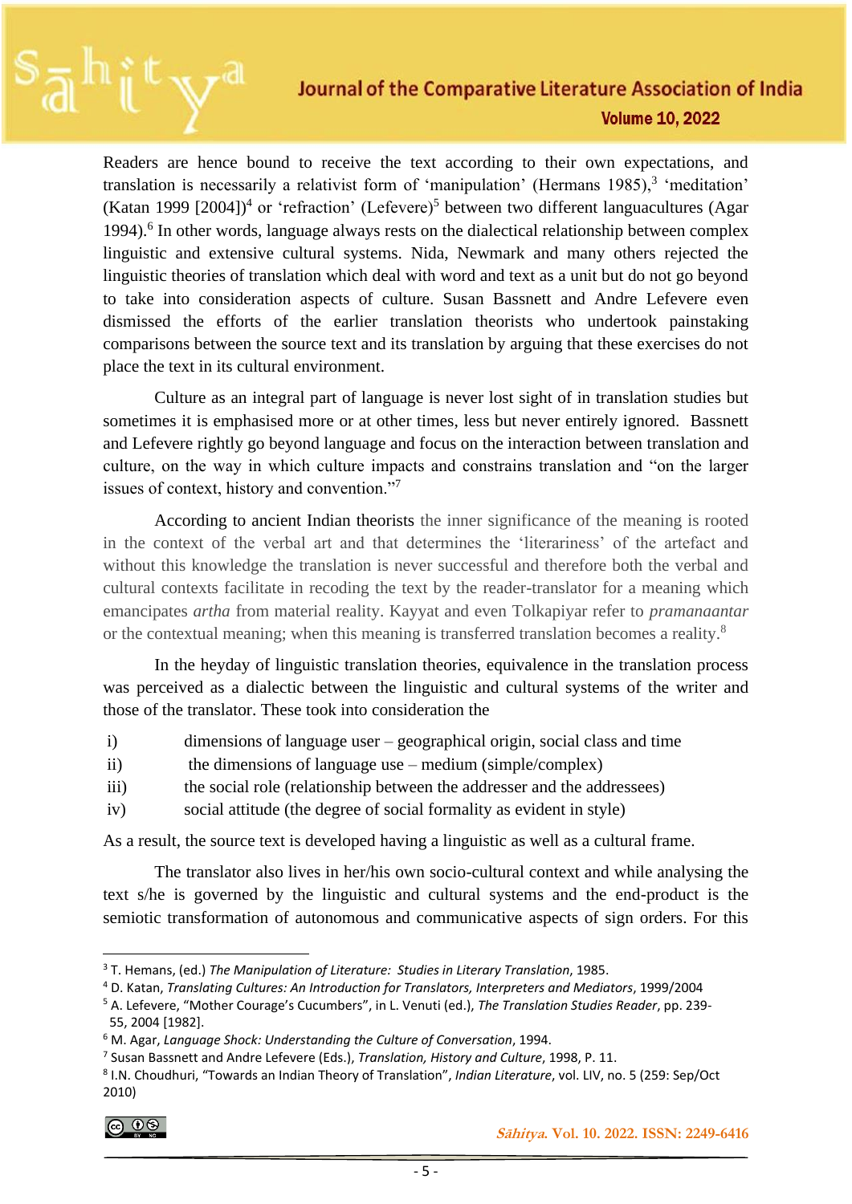Readers are hence bound to receive the text according to their own expectations, and translation is necessarily a relativist form of 'manipulation' (Hermans 1985),[3] 'meditation' (Katan 1999 [2004])[4] or 'refraction' (Lefevere)[5] between two different languacultures (Agar 1994).[6] In other words, language always rests on the dialectical relationship between complex linguistic and extensive cultural systems. Nida, Newmark and many others rejected the linguistic theories of translation which deal with word and text as a unit but do not go beyond to take into consideration aspects of culture. Susan Bassnett and Andre Lefevere even dismissed the efforts of the earlier translation theorists who undertook painstaking comparisons between the source text and its translation by arguing that these exercises do not place the text in its cultural environment.

Culture as an integral part of language is never lost sight of in translation studies but sometimes it is emphasised more or at other times, less but never entirely ignored. Bassnett and Lefevere rightly go beyond language and focus on the interaction between translation and culture, on the way in which culture impacts and constrains translation and "on the larger issues of context, history and convention."[7]

According to ancient Indian theorists the inner significance of the meaning is rooted in the context of the verbal art and that determines the 'literariness' of the artefact and without this knowledge the translation is never successful and therefore both the verbal and cultural contexts facilitate in recoding the text by the reader-translator for a meaning which emancipates *artha* from material reality. Kayyat and even Tolkapiyar refer to *pramanaantar* or the contextual meaning; when this meaning is transferred translation becomes a reality.[8]

In the heyday of linguistic translation theories, equivalence in the translation process was perceived as a dialectic between the linguistic and cultural systems of the writer and those of the translator. These took into consideration the

i) dimensions of language user – geographical origin, social class and time
ii) the dimensions of language use – medium (simple/complex)
iii) the social role (relationship between the addresser and the addressees)
iv) social attitude (the degree of social formality as evident in style)

As a result, the source text is developed having a linguistic as well as a cultural frame.

The translator also lives in her/his own socio-cultural context and while analysing the text s/he is governed by the linguistic and cultural systems and the end-product is the semiotic transformation of autonomous and communicative aspects of sign orders. For this

---

[3] T. Hemans, (ed.) *The Manipulation of Literature: Studies in Literary Translation*, 1985.

[4] D. Katan, *Translating Cultures: An Introduction for Translators, Interpreters and Mediators*, 1999/2004

[5] A. Lefevere, "Mother Courage's Cucumbers", in L. Venuti (ed.), *The Translation Studies Reader*, pp. 239-55, 2004 [1982].

[6] M. Agar, *Language Shock: Understanding the Culture of Conversation*, 1994.

[7] Susan Bassnett and Andre Lefevere (Eds.), *Translation, History and Culture*, 1998, P. 11.

[8] I.N. Choudhuri, "Towards an Indian Theory of Translation", *Indian Literature*, vol. LIV, no. 5 (259: Sep/Oct 2010)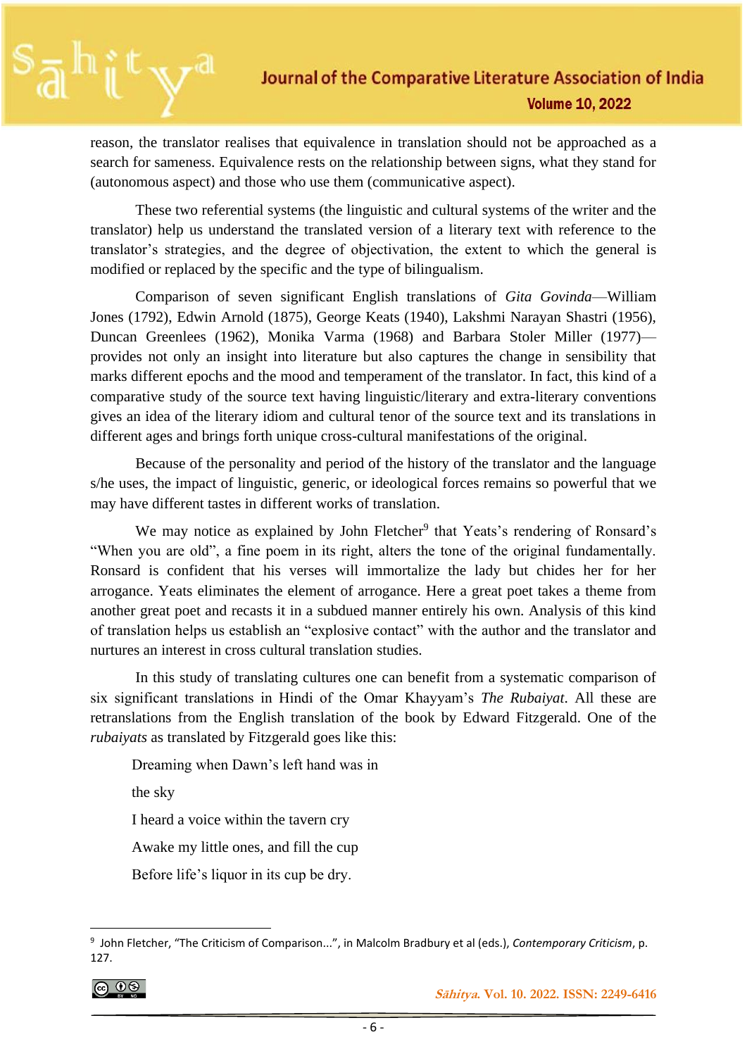reason, the translator realises that equivalence in translation should not be approached as a search for sameness. Equivalence rests on the relationship between signs, what they stand for (autonomous aspect) and those who use them (communicative aspect).

These two referential systems (the linguistic and cultural systems of the writer and the translator) help us understand the translated version of a literary text with reference to the translator's strategies, and the degree of objectivation, the extent to which the general is modified or replaced by the specific and the type of bilingualism.

Comparison of seven significant English translations of *Gita Govinda*—William Jones (1792), Edwin Arnold (1875), George Keats (1940), Lakshmi Narayan Shastri (1956), Duncan Greenlees (1962), Monika Varma (1968) and Barbara Stoler Miller (1977)—provides not only an insight into literature but also captures the change in sensibility that marks different epochs and the mood and temperament of the translator. In fact, this kind of a comparative study of the source text having linguistic/literary and extra-literary conventions gives an idea of the literary idiom and cultural tenor of the source text and its translations in different ages and brings forth unique cross-cultural manifestations of the original.

Because of the personality and period of the history of the translator and the language s/he uses, the impact of linguistic, generic, or ideological forces remains so powerful that we may have different tastes in different works of translation.

We may notice as explained by John Fletcher[9] that Yeats's rendering of Ronsard's "When you are old", a fine poem in its right, alters the tone of the original fundamentally. Ronsard is confident that his verses will immortalize the lady but chides her for her arrogance. Yeats eliminates the element of arrogance. Here a great poet takes a theme from another great poet and recasts it in a subdued manner entirely his own. Analysis of this kind of translation helps us establish an "explosive contact" with the author and the translator and nurtures an interest in cross cultural translation studies.

In this study of translating cultures one can benefit from a systematic comparison of six significant translations in Hindi of the Omar Khayyam's *The Rubaiyat*. All these are retranslations from the English translation of the book by Edward Fitzgerald. One of the *rubaiyats* as translated by Fitzgerald goes like this:

> Dreaming when Dawn's left hand was in
>
> the sky
>
> I heard a voice within the tavern cry
>
> Awake my little ones, and fill the cup
>
> Before life's liquor in its cup be dry.

---

[9] John Fletcher, "The Criticism of Comparison...", in Malcolm Bradbury et al (eds.), *Contemporary Criticism*, p. 127.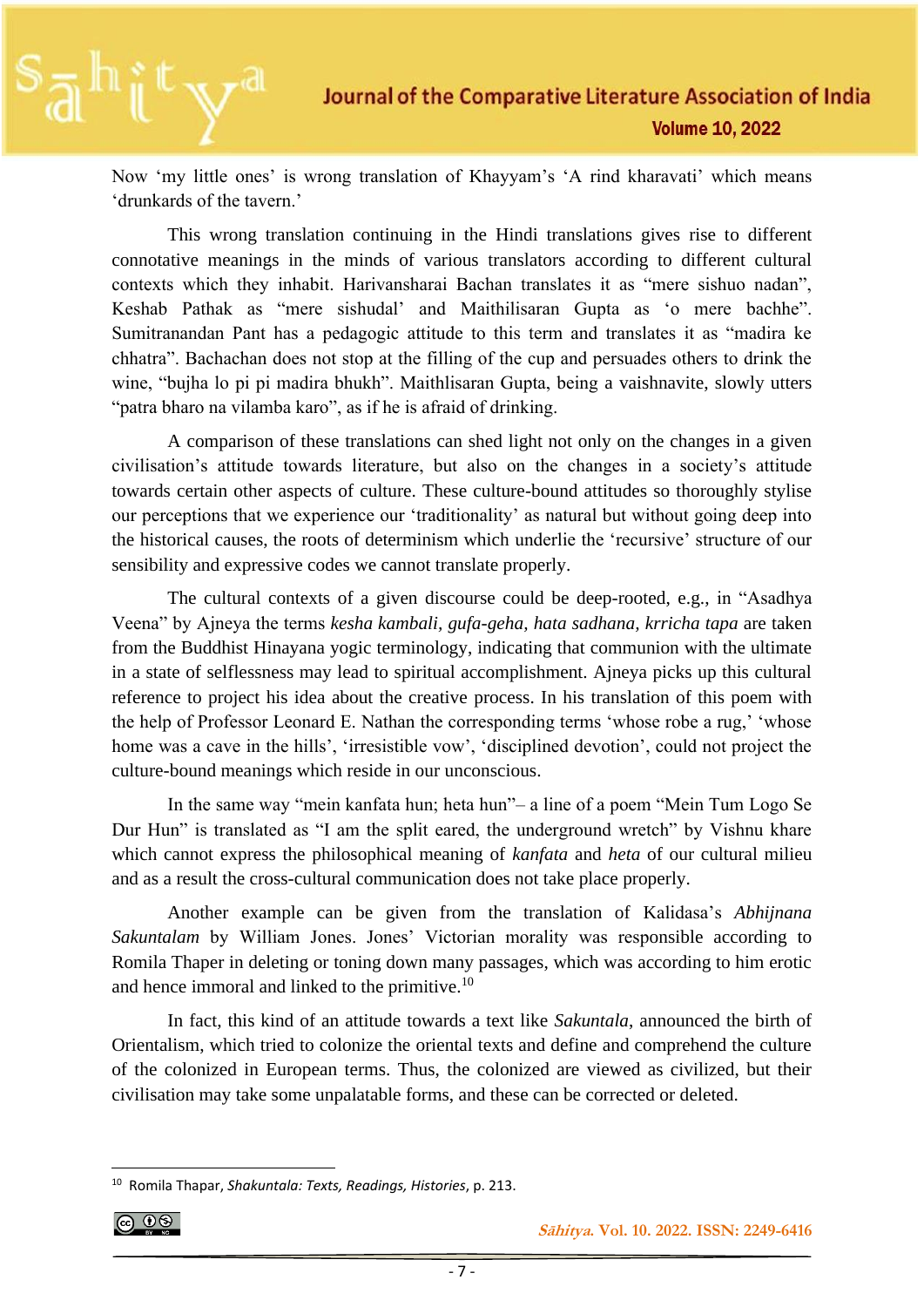Now 'my little ones' is wrong translation of Khayyam's 'A rind kharavati' which means 'drunkards of the tavern.'

This wrong translation continuing in the Hindi translations gives rise to different connotative meanings in the minds of various translators according to different cultural contexts which they inhabit. Harivansharai Bachan translates it as "mere sishuo nadan", Keshab Pathak as "mere sishudal' and Maithilisaran Gupta as 'o mere bachhe". Sumitranandan Pant has a pedagogic attitude to this term and translates it as "madira ke chhatra". Bachachan does not stop at the filling of the cup and persuades others to drink the wine, "bujha lo pi pi madira bhukh". Maithlisaran Gupta, being a vaishnavite, slowly utters "patra bharo na vilamba karo", as if he is afraid of drinking.

A comparison of these translations can shed light not only on the changes in a given civilisation's attitude towards literature, but also on the changes in a society's attitude towards certain other aspects of culture. These culture-bound attitudes so thoroughly stylise our perceptions that we experience our 'traditionality' as natural but without going deep into the historical causes, the roots of determinism which underlie the 'recursive' structure of our sensibility and expressive codes we cannot translate properly.

The cultural contexts of a given discourse could be deep-rooted, e.g., in "Asadhya Veena" by Ajneya the terms *kesha kambali, gufa-geha, hata sadhana, krricha tapa* are taken from the Buddhist Hinayana yogic terminology, indicating that communion with the ultimate in a state of selflessness may lead to spiritual accomplishment. Ajneya picks up this cultural reference to project his idea about the creative process. In his translation of this poem with the help of Professor Leonard E. Nathan the corresponding terms 'whose robe a rug,' 'whose home was a cave in the hills', 'irresistible vow', 'disciplined devotion', could not project the culture-bound meanings which reside in our unconscious.

In the same way "mein kanfata hun; heta hun"– a line of a poem "Mein Tum Logo Se Dur Hun" is translated as "I am the split eared, the underground wretch" by Vishnu khare which cannot express the philosophical meaning of *kanfata* and *heta* of our cultural milieu and as a result the cross-cultural communication does not take place properly.

Another example can be given from the translation of Kalidasa's *Abhijnana Sakuntalam* by William Jones. Jones' Victorian morality was responsible according to Romila Thaper in deleting or toning down many passages, which was according to him erotic and hence immoral and linked to the primitive.[10]

In fact, this kind of an attitude towards a text like *Sakuntala*, announced the birth of Orientalism, which tried to colonize the oriental texts and define and comprehend the culture of the colonized in European terms. Thus, the colonized are viewed as civilized, but their civilisation may take some unpalatable forms, and these can be corrected or deleted.

---

[10] Romila Thapar, *Shakuntala: Texts, Readings, Histories*, p. 213.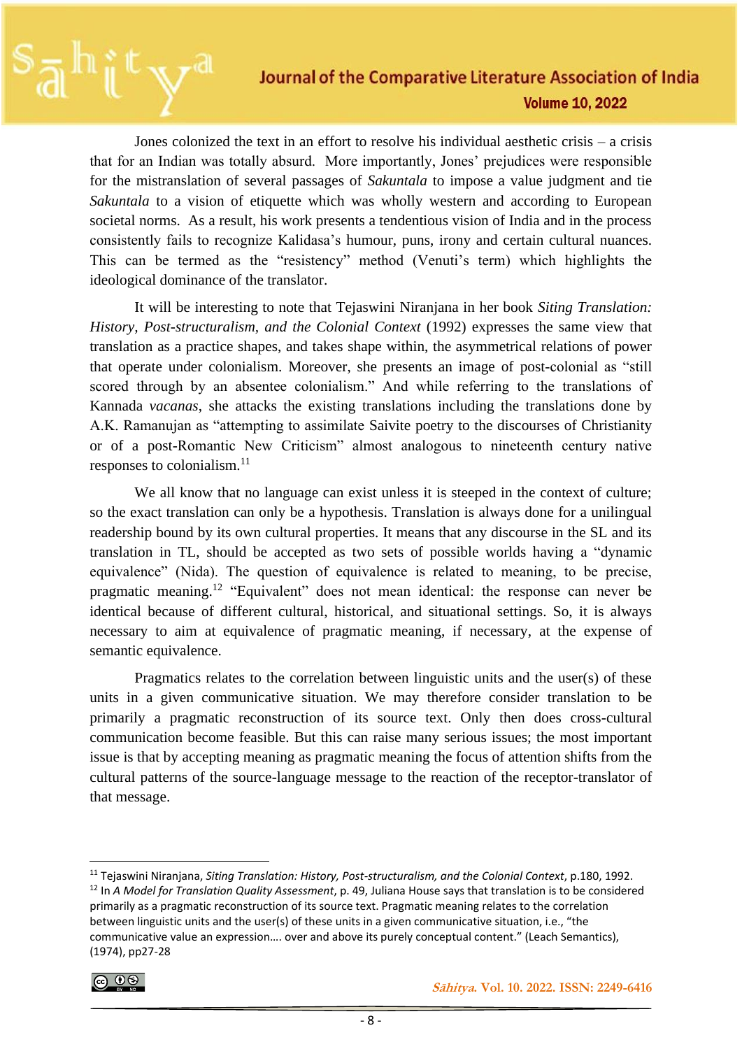Jones colonized the text in an effort to resolve his individual aesthetic crisis – a crisis that for an Indian was totally absurd. More importantly, Jones' prejudices were responsible for the mistranslation of several passages of *Sakuntala* to impose a value judgment and tie *Sakuntala* to a vision of etiquette which was wholly western and according to European societal norms. As a result, his work presents a tendentious vision of India and in the process consistently fails to recognize Kalidasa's humour, puns, irony and certain cultural nuances. This can be termed as the "resistency" method (Venuti's term) which highlights the ideological dominance of the translator.

It will be interesting to note that Tejaswini Niranjana in her book *Siting Translation: History, Post-structuralism, and the Colonial Context* (1992) expresses the same view that translation as a practice shapes, and takes shape within, the asymmetrical relations of power that operate under colonialism. Moreover, she presents an image of post-colonial as "still scored through by an absentee colonialism." And while referring to the translations of Kannada *vacanas*, she attacks the existing translations including the translations done by A.K. Ramanujan as "attempting to assimilate Saivite poetry to the discourses of Christianity or of a post-Romantic New Criticism" almost analogous to nineteenth century native responses to colonialism.[11]

We all know that no language can exist unless it is steeped in the context of culture; so the exact translation can only be a hypothesis. Translation is always done for a unilingual readership bound by its own cultural properties. It means that any discourse in the SL and its translation in TL, should be accepted as two sets of possible worlds having a "dynamic equivalence" (Nida). The question of equivalence is related to meaning, to be precise, pragmatic meaning.[12] "Equivalent" does not mean identical: the response can never be identical because of different cultural, historical, and situational settings. So, it is always necessary to aim at equivalence of pragmatic meaning, if necessary, at the expense of semantic equivalence.

Pragmatics relates to the correlation between linguistic units and the user(s) of these units in a given communicative situation. We may therefore consider translation to be primarily a pragmatic reconstruction of its source text. Only then does cross-cultural communication become feasible. But this can raise many serious issues; the most important issue is that by accepting meaning as pragmatic meaning the focus of attention shifts from the cultural patterns of the source-language message to the reaction of the receptor-translator of that message.

---

[11] Tejaswini Niranjana, *Siting Translation: History, Post-structuralism, and the Colonial Context*, p.180, 1992.

[12] In *A Model for Translation Quality Assessment*, p. 49, Juliana House says that translation is to be considered primarily as a pragmatic reconstruction of its source text. Pragmatic meaning relates to the correlation between linguistic units and the user(s) of these units in a given communicative situation, i.e., "the communicative value an expression…. over and above its purely conceptual content." (Leach Semantics), (1974), pp27-28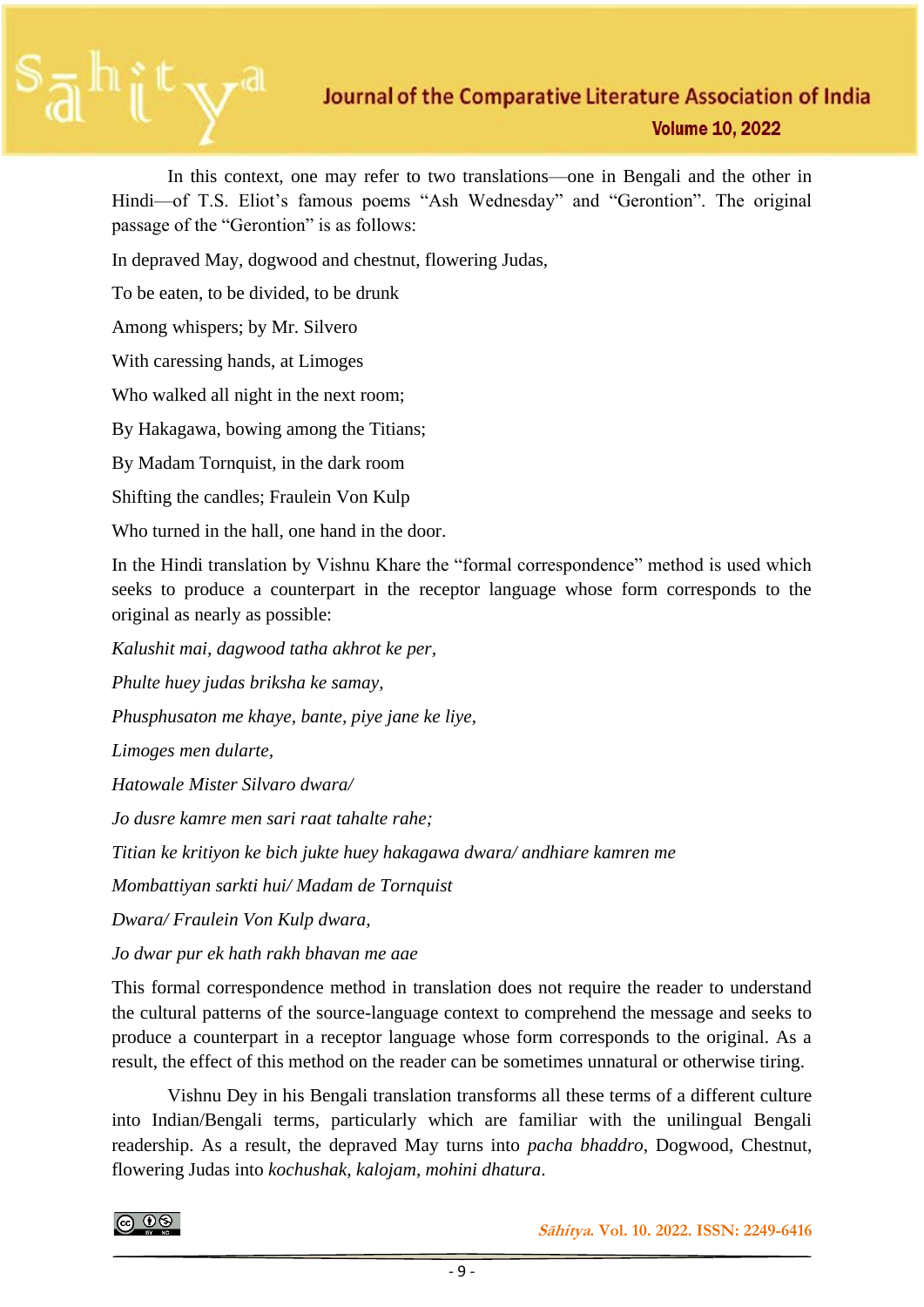In this context, one may refer to two translations—one in Bengali and the other in Hindi—of T.S. Eliot's famous poems "Ash Wednesday" and "Gerontion". The original passage of the "Gerontion" is as follows:

In depraved May, dogwood and chestnut, flowering Judas,

To be eaten, to be divided, to be drunk

Among whispers; by Mr. Silvero

With caressing hands, at Limoges

Who walked all night in the next room;

By Hakagawa, bowing among the Titians;

By Madam Tornquist, in the dark room

Shifting the candles; Fraulein Von Kulp

Who turned in the hall, one hand in the door.

In the Hindi translation by Vishnu Khare the "formal correspondence" method is used which seeks to produce a counterpart in the receptor language whose form corresponds to the original as nearly as possible:

*Kalushit mai, dagwood tatha akhrot ke per,*

*Phulte huey judas briksha ke samay,*

*Phusphusaton me khaye, bante, piye jane ke liye,*

*Limoges men dularte,*

*Hatowale Mister Silvaro dwara/*

*Jo dusre kamre men sari raat tahalte rahe;*

*Titian ke kritiyon ke bich jukte huey hakagawa dwara/ andhiare kamren me*

*Mombattiyan sarkti hui/ Madam de Tornquist*

*Dwara/ Fraulein Von Kulp dwara,*

*Jo dwar pur ek hath rakh bhavan me aae*

This formal correspondence method in translation does not require the reader to understand the cultural patterns of the source-language context to comprehend the message and seeks to produce a counterpart in a receptor language whose form corresponds to the original. As a result, the effect of this method on the reader can be sometimes unnatural or otherwise tiring.

Vishnu Dey in his Bengali translation transforms all these terms of a different culture into Indian/Bengali terms, particularly which are familiar with the unilingual Bengali readership. As a result, the depraved May turns into *pacha bhaddro*, Dogwood, Chestnut, flowering Judas into *kochushak*, *kalojam*, *mohini dhatura*.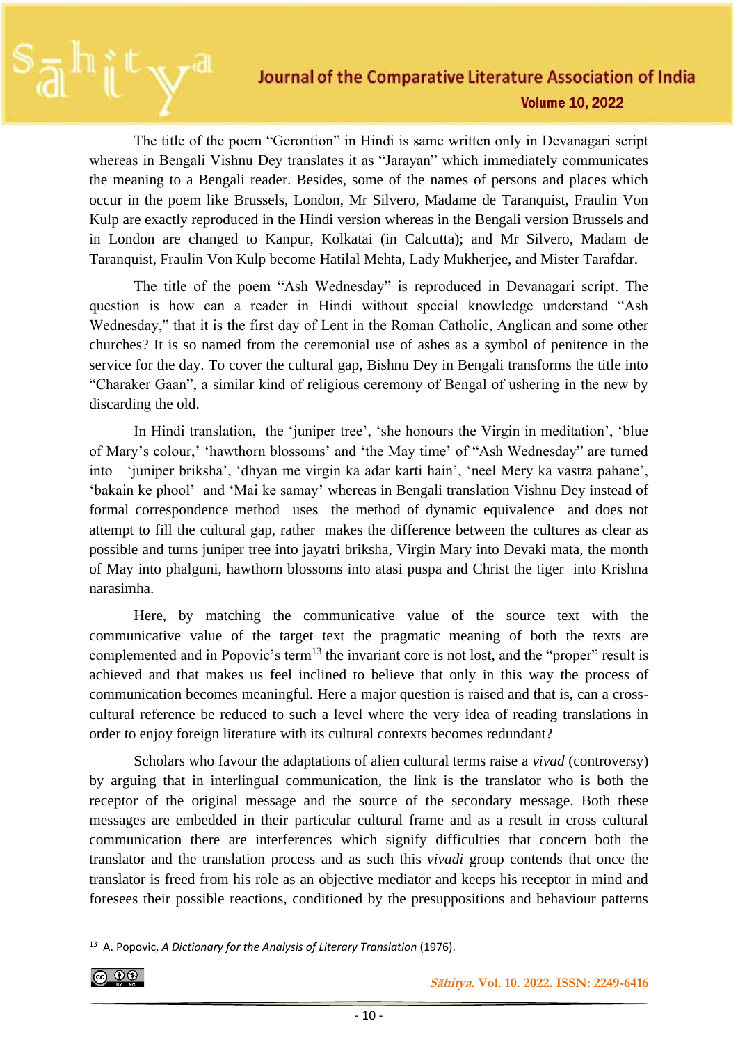The title of the poem "Gerontion" in Hindi is same written only in Devanagari script whereas in Bengali Vishnu Dey translates it as "Jarayan" which immediately communicates the meaning to a Bengali reader. Besides, some of the names of persons and places which occur in the poem like Brussels, London, Mr Silvero, Madame de Taranquist, Fraulin Von Kulp are exactly reproduced in the Hindi version whereas in the Bengali version Brussels and in London are changed to Kanpur, Kolkatai (in Calcutta); and Mr Silvero, Madam de Taranquist, Fraulin Von Kulp become Hatilal Mehta, Lady Mukherjee, and Mister Tarafdar.

The title of the poem "Ash Wednesday" is reproduced in Devanagari script. The question is how can a reader in Hindi without special knowledge understand "Ash Wednesday," that it is the first day of Lent in the Roman Catholic, Anglican and some other churches? It is so named from the ceremonial use of ashes as a symbol of penitence in the service for the day. To cover the cultural gap, Bishnu Dey in Bengali transforms the title into "Charaker Gaan", a similar kind of religious ceremony of Bengal of ushering in the new by discarding the old.

In Hindi translation, the 'juniper tree', 'she honours the Virgin in meditation', 'blue of Mary's colour,' 'hawthorn blossoms' and 'the May time' of "Ash Wednesday" are turned into 'juniper briksha', 'dhyan me virgin ka adar karti hain', 'neel Mery ka vastra pahane', 'bakain ke phool' and 'Mai ke samay' whereas in Bengali translation Vishnu Dey instead of formal correspondence method uses the method of dynamic equivalence and does not attempt to fill the cultural gap, rather makes the difference between the cultures as clear as possible and turns juniper tree into jayatri briksha, Virgin Mary into Devaki mata, the month of May into phalguni, hawthorn blossoms into atasi puspa and Christ the tiger into Krishna narasimha.

Here, by matching the communicative value of the source text with the communicative value of the target text the pragmatic meaning of both the texts are complemented and in Popovic's term[13] the invariant core is not lost, and the "proper" result is achieved and that makes us feel inclined to believe that only in this way the process of communication becomes meaningful. Here a major question is raised and that is, can a cross-cultural reference be reduced to such a level where the very idea of reading translations in order to enjoy foreign literature with its cultural contexts becomes redundant?

Scholars who favour the adaptations of alien cultural terms raise a *vivad* (controversy) by arguing that in interlingual communication, the link is the translator who is both the receptor of the original message and the source of the secondary message. Both these messages are embedded in their particular cultural frame and as a result in cross cultural communication there are interferences which signify difficulties that concern both the translator and the translation process and as such this *vivadi* group contends that once the translator is freed from his role as an objective mediator and keeps his receptor in mind and foresees their possible reactions, conditioned by the presuppositions and behaviour patterns

[13] A. Popovic, *A Dictionary for the Analysis of Literary Translation* (1976).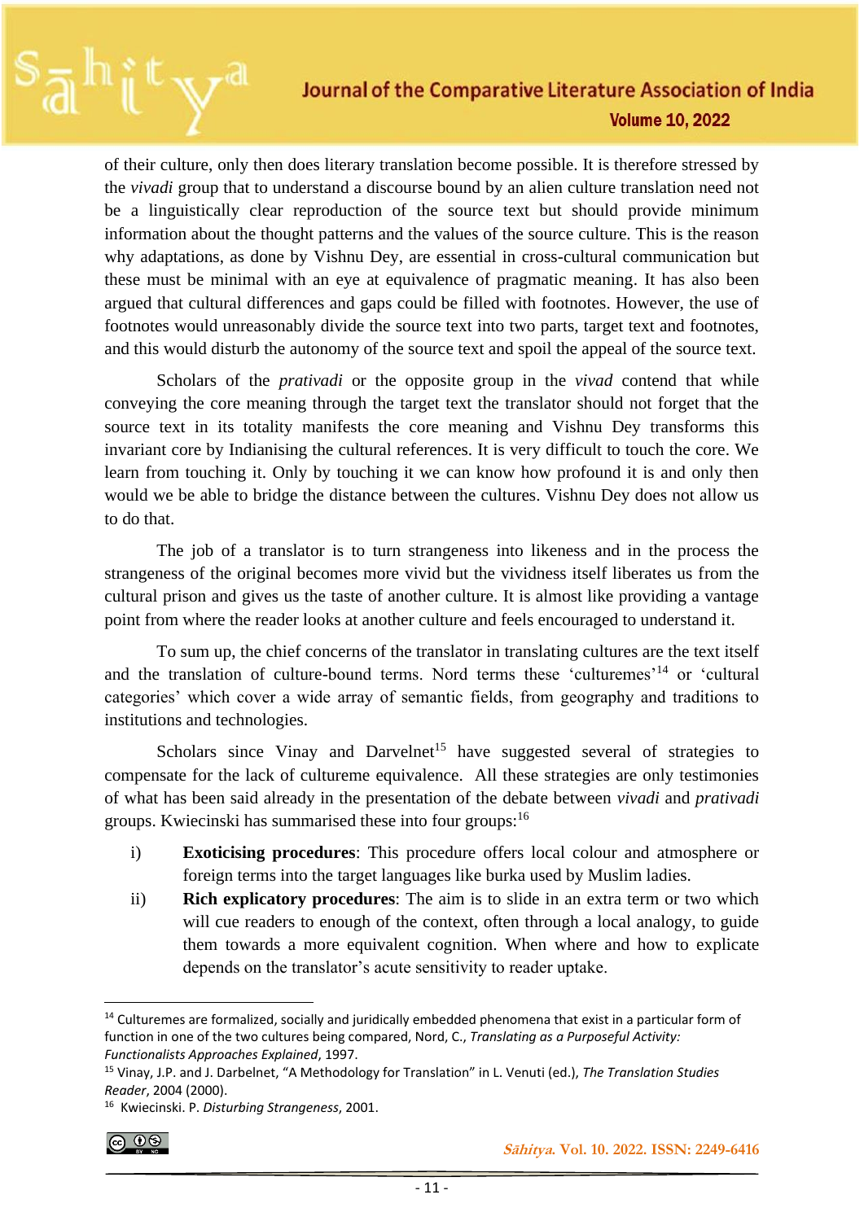of their culture, only then does literary translation become possible. It is therefore stressed by the *vivadi* group that to understand a discourse bound by an alien culture translation need not be a linguistically clear reproduction of the source text but should provide minimum information about the thought patterns and the values of the source culture. This is the reason why adaptations, as done by Vishnu Dey, are essential in cross-cultural communication but these must be minimal with an eye at equivalence of pragmatic meaning. It has also been argued that cultural differences and gaps could be filled with footnotes. However, the use of footnotes would unreasonably divide the source text into two parts, target text and footnotes, and this would disturb the autonomy of the source text and spoil the appeal of the source text.

Scholars of the *prativadi* or the opposite group in the *vivad* contend that while conveying the core meaning through the target text the translator should not forget that the source text in its totality manifests the core meaning and Vishnu Dey transforms this invariant core by Indianising the cultural references. It is very difficult to touch the core. We learn from touching it. Only by touching it we can know how profound it is and only then would we be able to bridge the distance between the cultures. Vishnu Dey does not allow us to do that.

The job of a translator is to turn strangeness into likeness and in the process the strangeness of the original becomes more vivid but the vividness itself liberates us from the cultural prison and gives us the taste of another culture. It is almost like providing a vantage point from where the reader looks at another culture and feels encouraged to understand it.

To sum up, the chief concerns of the translator in translating cultures are the text itself and the translation of culture-bound terms. Nord terms these 'culturemes'[14] or 'cultural categories' which cover a wide array of semantic fields, from geography and traditions to institutions and technologies.

Scholars since Vinay and Darvelnet[15] have suggested several of strategies to compensate for the lack of cultureme equivalence. All these strategies are only testimonies of what has been said already in the presentation of the debate between *vivadi* and *prativadi* groups. Kwiecinski has summarised these into four groups:[16]

i) **Exoticising procedures**: This procedure offers local colour and atmosphere or foreign terms into the target languages like burka used by Muslim ladies.

ii) **Rich explicatory procedures**: The aim is to slide in an extra term or two which will cue readers to enough of the context, often through a local analogy, to guide them towards a more equivalent cognition. When where and how to explicate depends on the translator's acute sensitivity to reader uptake.

---

[14] Culturemes are formalized, socially and juridically embedded phenomena that exist in a particular form of function in one of the two cultures being compared, Nord, C., *Translating as a Purposeful Activity: Functionalists Approaches Explained*, 1997.

[15] Vinay, J.P. and J. Darbelnet, "A Methodology for Translation" in L. Venuti (ed.), *The Translation Studies Reader*, 2004 (2000).

[16] Kwiecinski. P. *Disturbing Strangeness*, 2001.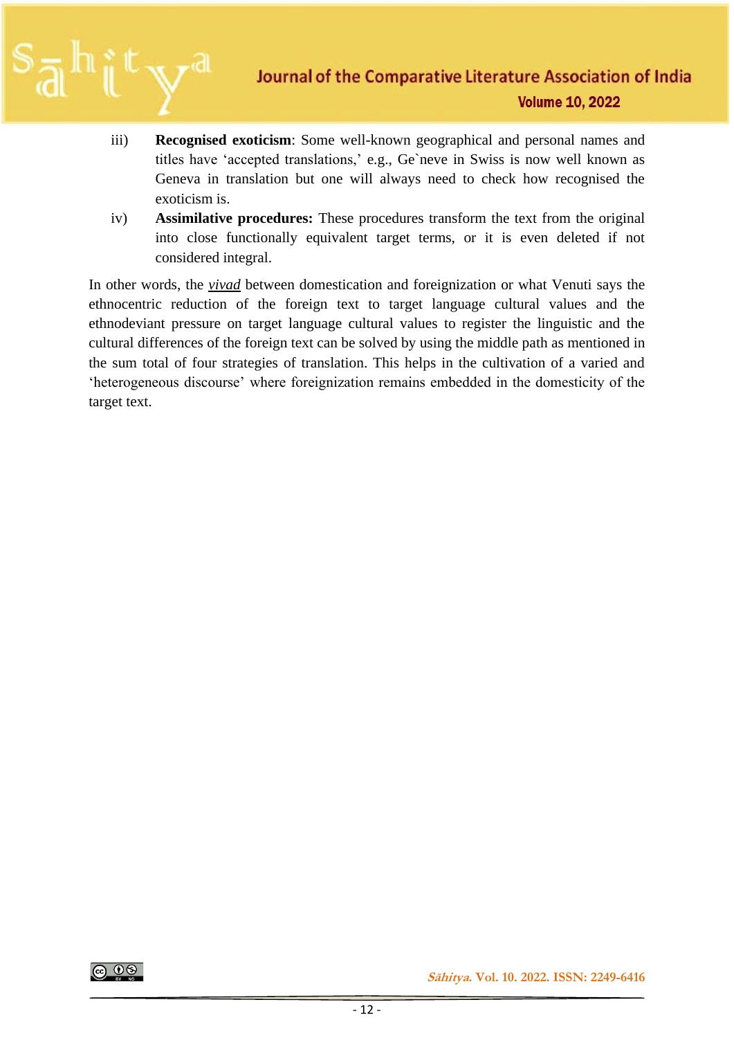iii) **Recognised exoticism**: Some well-known geographical and personal names and titles have 'accepted translations,' e.g., Ge`neve in Swiss is now well known as Geneva in translation but one will always need to check how recognised the exoticism is.

iv) **Assimilative procedures:** These procedures transform the text from the original into close functionally equivalent target terms, or it is even deleted if not considered integral.

In other words, the *vivad* between domestication and foreignization or what Venuti says the ethnocentric reduction of the foreign text to target language cultural values and the ethnodeviant pressure on target language cultural values to register the linguistic and the cultural differences of the foreign text can be solved by using the middle path as mentioned in the sum total of four strategies of translation. This helps in the cultivation of a varied and 'heterogeneous discourse' where foreignization remains embedded in the domesticity of the target text.